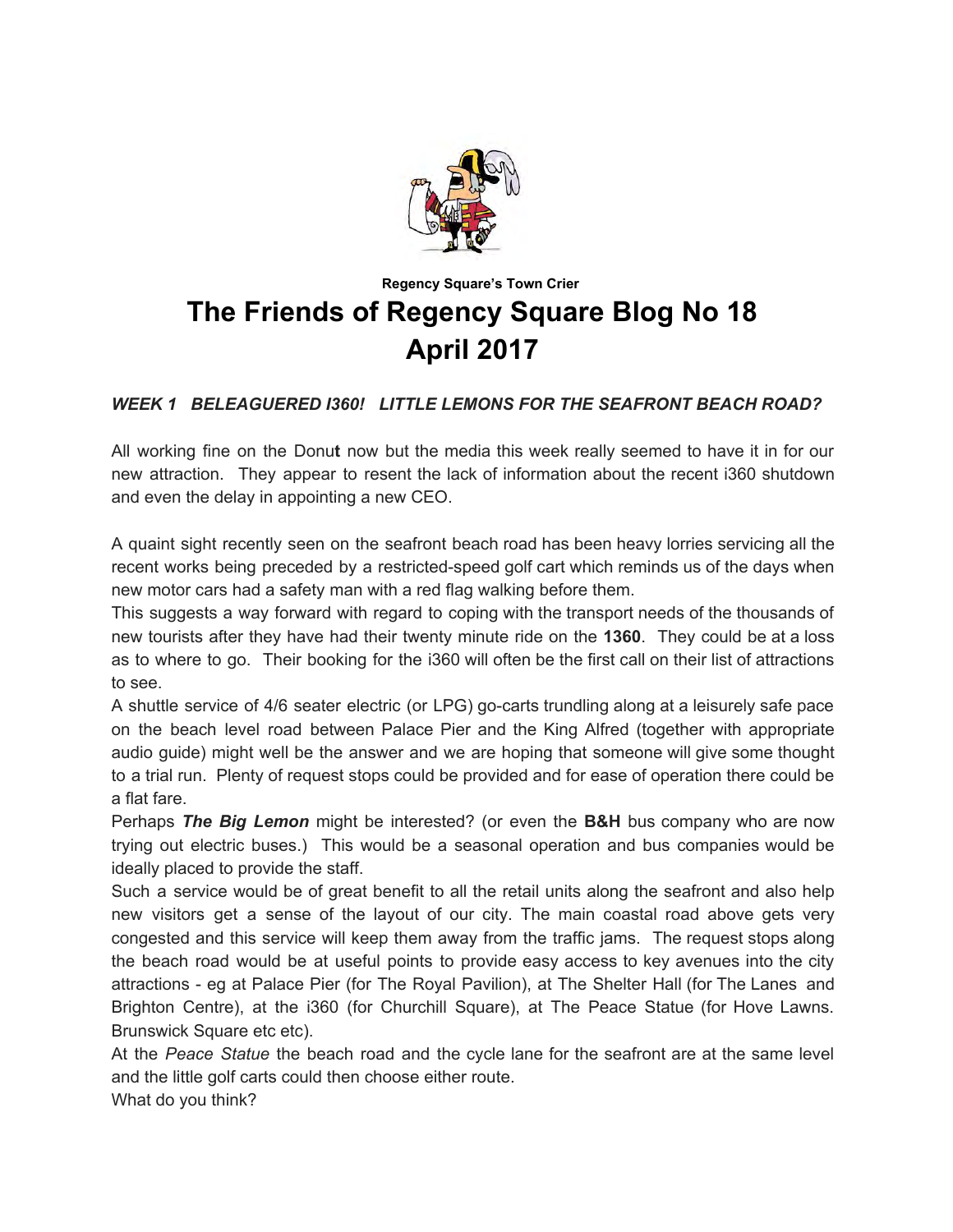Regency Square's Town Crier

# The Friends of Regency Square Blog No 18
# April 2017

***WEEK 1 BELEAGUERED I360! LITTLE LEMONS FOR THE SEAFRONT BEACH ROAD?***

All working fine on the Donu**t** now but the media this week really seemed to have it in for our new attraction. They appear to resent the lack of information about the recent i360 shutdown and even the delay in appointing a new CEO.

A quaint sight recently seen on the seafront beach road has been heavy lorries servicing all the recent works being preceded by a restricted-speed golf cart which reminds us of the days when new motor cars had a safety man with a red flag walking before them.

This suggests a way forward with regard to coping with the transport needs of the thousands of new tourists after they have had their twenty minute ride on the **1360**. They could be at a loss as to where to go. Their booking for the i360 will often be the first call on their list of attractions to see.

A shuttle service of 4/6 seater electric (or LPG) go-carts trundling along at a leisurely safe pace on the beach level road between Palace Pier and the King Alfred (together with appropriate audio guide) might well be the answer and we are hoping that someone will give some thought to a trial run. Plenty of request stops could be provided and for ease of operation there could be a flat fare.

Perhaps ***The Big Lemon*** might be interested? (or even the **B&H** bus company who are now trying out electric buses.) This would be a seasonal operation and bus companies would be ideally placed to provide the staff.

Such a service would be of great benefit to all the retail units along the seafront and also help new visitors get a sense of the layout of our city. The main coastal road above gets very congested and this service will keep them away from the traffic jams. The request stops along the beach road would be at useful points to provide easy access to key avenues into the city attractions - eg at Palace Pier (for The Royal Pavilion), at The Shelter Hall (for The Lanes and Brighton Centre), at the i360 (for Churchill Square), at The Peace Statue (for Hove Lawns. Brunswick Square etc etc).

At the *Peace Statue* the beach road and the cycle lane for the seafront are at the same level and the little golf carts could then choose either route.

What do you think?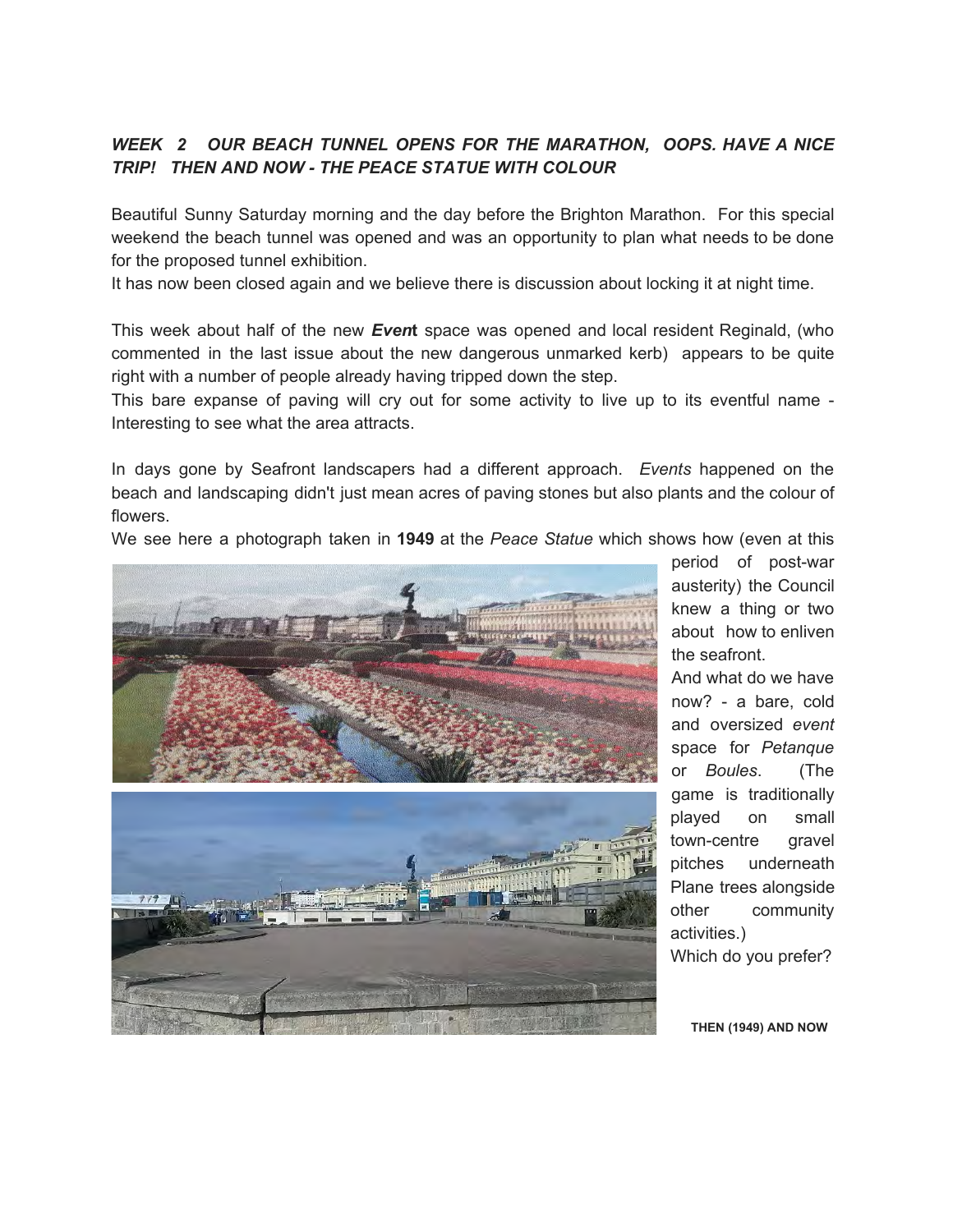***WEEK 2 OUR BEACH TUNNEL OPENS FOR THE MARATHON, OOPS. HAVE A NICE TRIP! THEN AND NOW - THE PEACE STATUE WITH COLOUR***

Beautiful Sunny Saturday morning and the day before the Brighton Marathon. For this special weekend the beach tunnel was opened and was an opportunity to plan what needs to be done for the proposed tunnel exhibition.

It has now been closed again and we believe there is discussion about locking it at night time.

This week about half of the new ***Event*** space was opened and local resident Reginald, (who commented in the last issue about the new dangerous unmarked kerb) appears to be quite right with a number of people already having tripped down the step.

This bare expanse of paving will cry out for some activity to live up to its eventful name - Interesting to see what the area attracts.

In days gone by Seafront landscapers had a different approach. *Events* happened on the beach and landscaping didn't just mean acres of paving stones but also plants and the colour of flowers.

We see here a photograph taken in **1949** at the *Peace Statue* which shows how (even at this period of post-war austerity) the Council knew a thing or two about how to enliven the seafront.

And what do we have now? - a bare, cold and oversized *event* space for *Petanque* or *Boules*. (The game is traditionally played on small town-centre gravel pitches underneath Plane trees alongside other community activities.)

Which do you prefer?

**THEN (1949) AND NOW**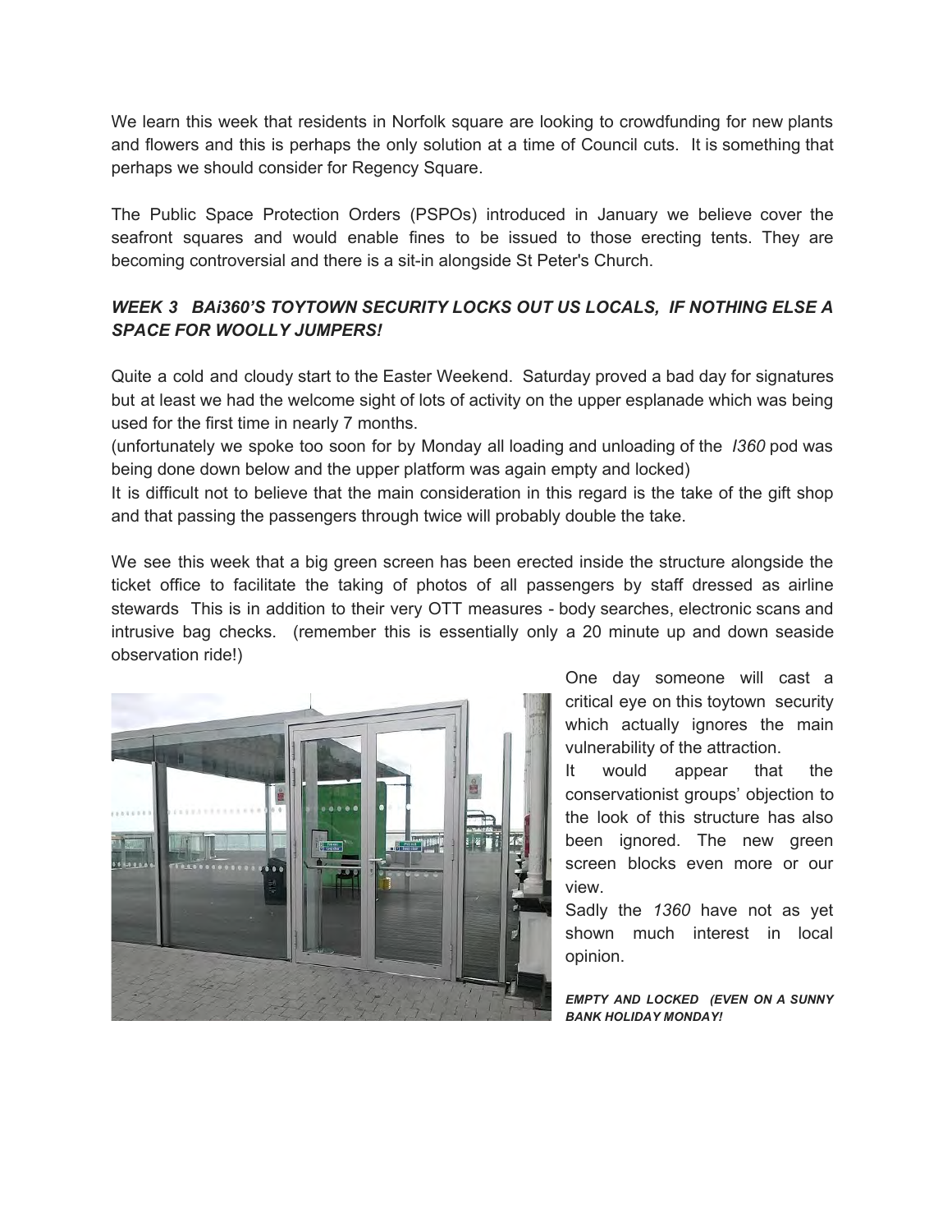We learn this week that residents in Norfolk square are looking to crowdfunding for new plants and flowers and this is perhaps the only solution at a time of Council cuts. It is something that perhaps we should consider for Regency Square.

The Public Space Protection Orders (PSPOs) introduced in January we believe cover the seafront squares and would enable fines to be issued to those erecting tents. They are becoming controversial and there is a sit-in alongside St Peter's Church.

### *WEEK 3 BAi360'S TOYTOWN SECURITY LOCKS OUT US LOCALS, IF NOTHING ELSE A SPACE FOR WOOLLY JUMPERS!*

Quite a cold and cloudy start to the Easter Weekend. Saturday proved a bad day for signatures but at least we had the welcome sight of lots of activity on the upper esplanade which was being used for the first time in nearly 7 months.

(unfortunately we spoke too soon for by Monday all loading and unloading of the *I360* pod was being done down below and the upper platform was again empty and locked)

It is difficult not to believe that the main consideration in this regard is the take of the gift shop and that passing the passengers through twice will probably double the take.

We see this week that a big green screen has been erected inside the structure alongside the ticket office to facilitate the taking of photos of all passengers by staff dressed as airline stewards This is in addition to their very OTT measures - body searches, electronic scans and intrusive bag checks. (remember this is essentially only a 20 minute up and down seaside observation ride!)

One day someone will cast a critical eye on this toytown security which actually ignores the main vulnerability of the attraction.

It would appear that the conservationist groups' objection to the look of this structure has also been ignored. The new green screen blocks even more or our view.

Sadly the *1360* have not as yet shown much interest in local opinion.

***EMPTY AND LOCKED (EVEN ON A SUNNY BANK HOLIDAY MONDAY!***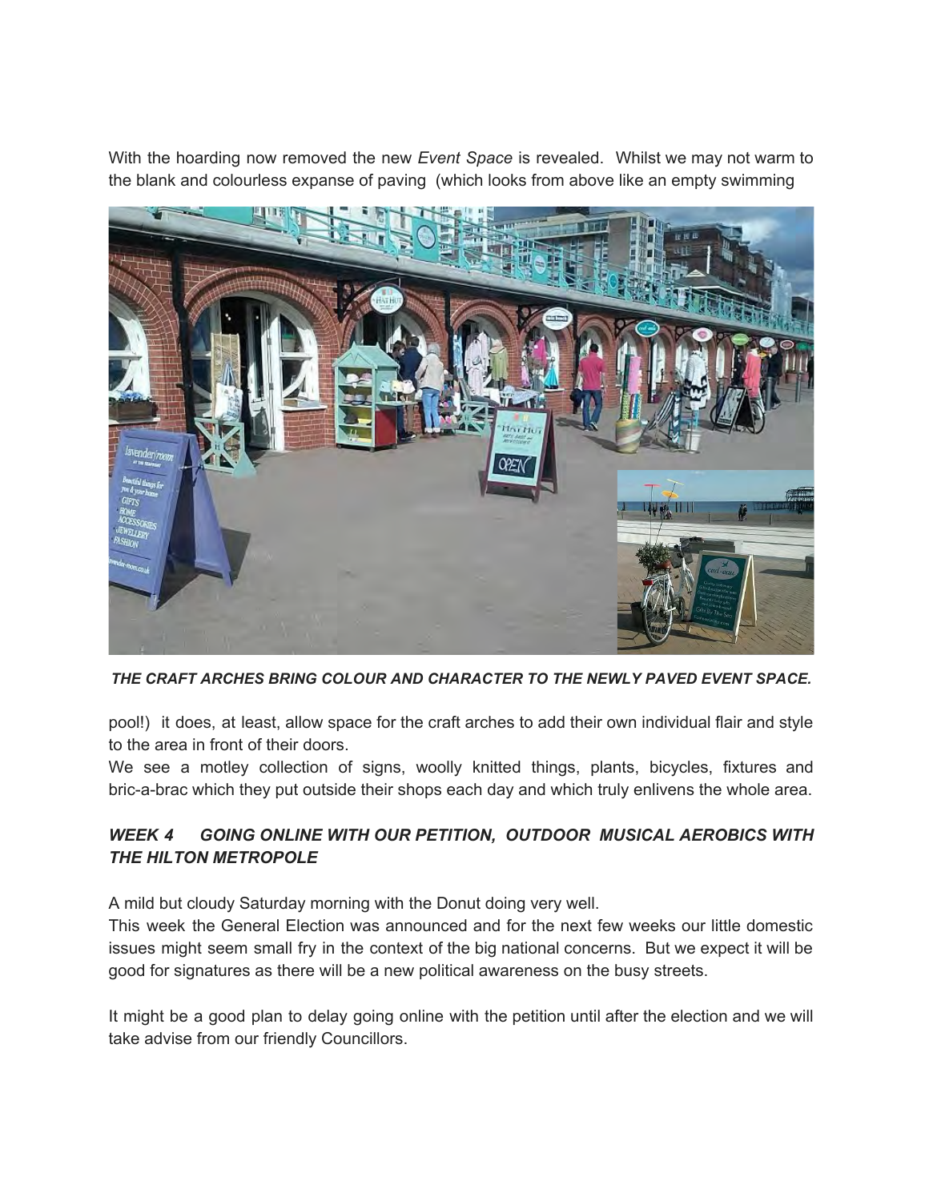With the hoarding now removed the new *Event Space* is revealed. Whilst we may not warm to the blank and colourless expanse of paving (which looks from above like an empty swimming

***THE CRAFT ARCHES BRING COLOUR AND CHARACTER TO THE NEWLY PAVED EVENT SPACE.***

pool!) it does, at least, allow space for the craft arches to add their own individual flair and style to the area in front of their doors.

We see a motley collection of signs, woolly knitted things, plants, bicycles, fixtures and bric-a-brac which they put outside their shops each day and which truly enlivens the whole area.

### *WEEK 4 GOING ONLINE WITH OUR PETITION, OUTDOOR MUSICAL AEROBICS WITH THE HILTON METROPOLE*

A mild but cloudy Saturday morning with the Donut doing very well.

This week the General Election was announced and for the next few weeks our little domestic issues might seem small fry in the context of the big national concerns. But we expect it will be good for signatures as there will be a new political awareness on the busy streets.

It might be a good plan to delay going online with the petition until after the election and we will take advise from our friendly Councillors.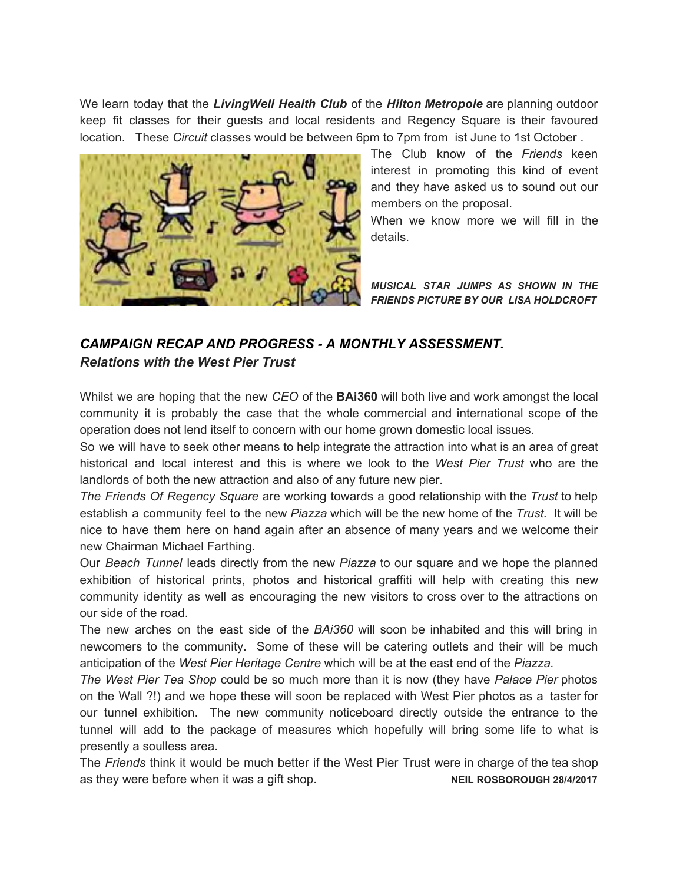We learn today that the ***LivingWell Health Club*** of the ***Hilton Metropole*** are planning outdoor keep fit classes for their guests and local residents and Regency Square is their favoured location. These *Circuit* classes would be between 6pm to 7pm from ist June to 1st October .

The Club know of the *Friends* keen interest in promoting this kind of event and they have asked us to sound out our members on the proposal.

When we know more we will fill in the details.

***MUSICAL STAR JUMPS AS SHOWN IN THE FRIENDS PICTURE BY OUR LISA HOLDCROFT***

## *CAMPAIGN RECAP AND PROGRESS - A MONTHLY ASSESSMENT.*

### *Relations with the West Pier Trust*

Whilst we are hoping that the new *CEO* of the **BAi360** will both live and work amongst the local community it is probably the case that the whole commercial and international scope of the operation does not lend itself to concern with our home grown domestic local issues.

So we will have to seek other means to help integrate the attraction into what is an area of great historical and local interest and this is where we look to the *West Pier Trust* who are the landlords of both the new attraction and also of any future new pier.

*The Friends Of Regency Square* are working towards a good relationship with the *Trust* to help establish a community feel to the new *Piazza* which will be the new home of the *Trust.* It will be nice to have them here on hand again after an absence of many years and we welcome their new Chairman Michael Farthing.

Our *Beach Tunnel* leads directly from the new *Piazza* to our square and we hope the planned exhibition of historical prints, photos and historical graffiti will help with creating this new community identity as well as encouraging the new visitors to cross over to the attractions on our side of the road.

The new arches on the east side of the *BAi360* will soon be inhabited and this will bring in newcomers to the community. Some of these will be catering outlets and their will be much anticipation of the *West Pier Heritage Centre* which will be at the east end of the *Piazza.*

*The West Pier Tea Shop* could be so much more than it is now (they have *Palace Pier* photos on the Wall ?!) and we hope these will soon be replaced with West Pier photos as a taster for our tunnel exhibition. The new community noticeboard directly outside the entrance to the tunnel will add to the package of measures which hopefully will bring some life to what is presently a soulless area.

The *Friends* think it would be much better if the West Pier Trust were in charge of the tea shop as they were before when it was a gift shop.

**NEIL ROSBOROUGH 28/4/2017**